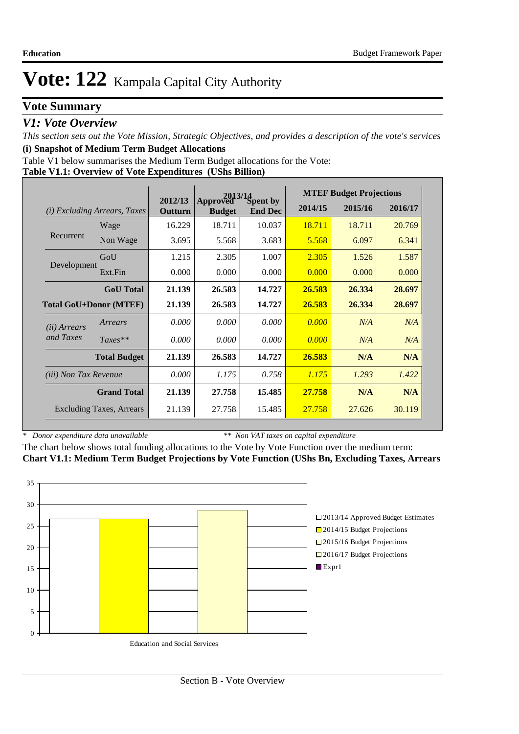# Vote: 122 Kampala Capital City Authority

## Vote Summary

### V1: Vote Overview

*This section sets out the Vote Mission, Strategic Objectives, and provides a description of the vote's services*

**(i) Snapshot of Medium Term Budget Allocations**

Table V1 below summarises the Medium Term Budget allocations for the Vote:

**Table V1.1: Overview of Vote Expenditures (UShs Billion)**

| *(i) Excluding Arrears, Taxes* | | 2012/13 Outturn | 2013/14 Approved Budget | 2013/14 Spent by End Dec | MTEF Budget Projections 2014/15 | 2015/16 | 2016/17 |
|---|---|---|---|---|---|---|---|
| Recurrent | Wage | 16.229 | 18.711 | 10.037 | 18.711 | 18.711 | 20.769 |
| | Non Wage | 3.695 | 5.568 | 3.683 | 5.568 | 6.097 | 6.341 |
| Development | GoU | 1.215 | 2.305 | 1.007 | 2.305 | 1.526 | 1.587 |
| | Ext.Fin | 0.000 | 0.000 | 0.000 | 0.000 | 0.000 | 0.000 |
| | **GoU Total** | **21.139** | **26.583** | **14.727** | **26.583** | **26.334** | **28.697** |
| **Total GoU+Donor (MTEF)** | | **21.139** | **26.583** | **14.727** | **26.583** | **26.334** | **28.697** |
| *(ii) Arrears and Taxes* | *Arrears* | *0.000* | *0.000* | *0.000* | *0.000* | *N/A* | *N/A* |
| | *Taxes*** | *0.000* | *0.000* | *0.000* | *0.000* | *N/A* | *N/A* |
| | **Total Budget** | **21.139** | **26.583** | **14.727** | **26.583** | **N/A** | **N/A** |
| *(iii) Non Tax Revenue* | | *0.000* | *1.175* | *0.758* | *1.175* | *1.293* | *1.422* |
| | **Grand Total** | **21.139** | **27.758** | **15.485** | **27.758** | **N/A** | **N/A** |
| | Excluding Taxes, Arrears | 21.139 | 27.758 | 15.485 | 27.758 | 27.626 | 30.119 |

\* *Donor expenditure data unavailable* &nbsp;&nbsp;&nbsp; ** *Non VAT taxes on capital expenditure*

The chart below shows total funding allocations to the Vote by Vote Function over the medium term:

**Chart V1.1: Medium Term Budget Projections by Vote Function (UShs Bn, Excluding Taxes, Arrears**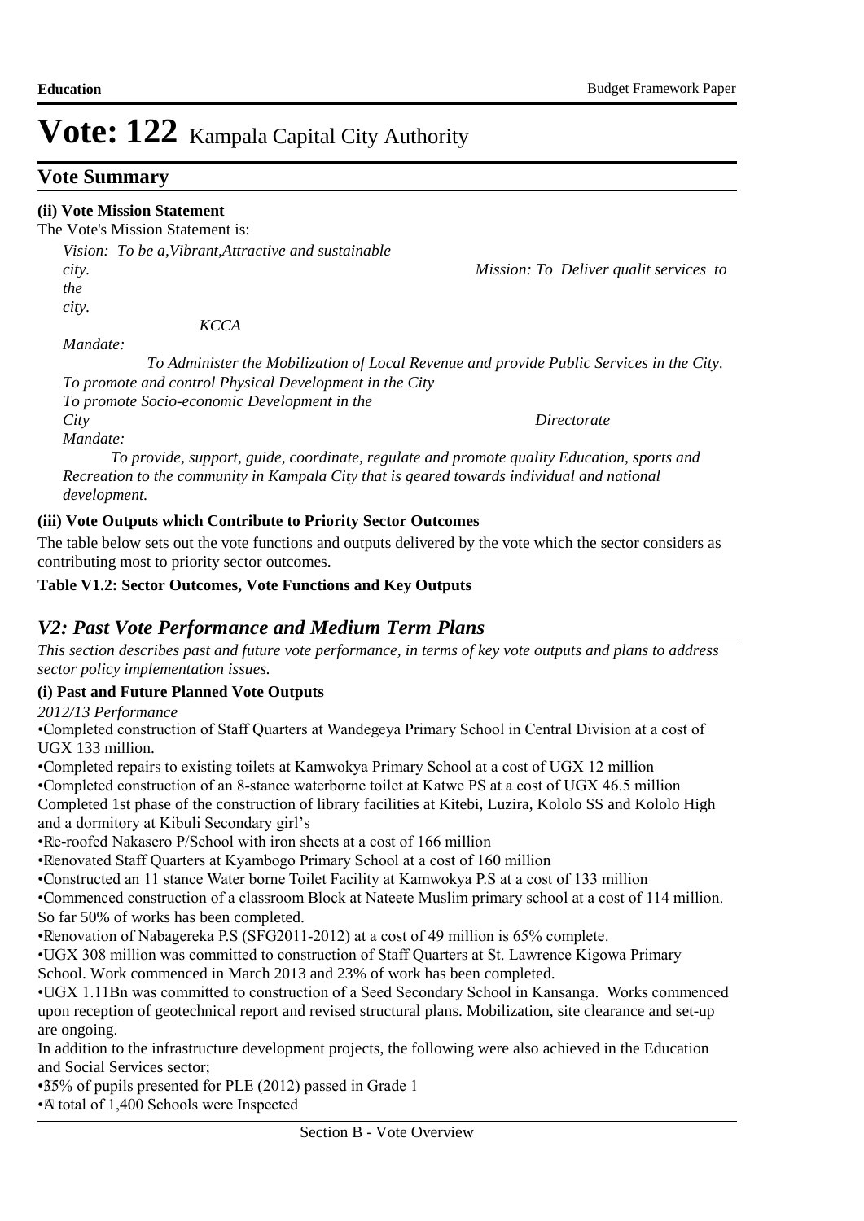# Vote: 122 Kampala Capital City Authority

## Vote Summary

**(ii) Vote Mission Statement**

The Vote's Mission Statement is:

*Vision: To be a,Vibrant,Attractive and sustainable city. Mission: To Deliver qualit services to the city.*

*KCCA Mandate:*

*To Administer the Mobilization of Local Revenue and provide Public Services in the City.*
*To promote and control Physical Development in the City*
*To promote Socio-economic Development in the City*

*Directorate Mandate:*

*To provide, support, guide, coordinate, regulate and promote quality Education, sports and Recreation to the community in Kampala City that is geared towards individual and national development.*

**(iii) Vote Outputs which Contribute to Priority Sector Outcomes**

The table below sets out the vote functions and outputs delivered by the vote which the sector considers as contributing most to priority sector outcomes.

**Table V1.2: Sector Outcomes, Vote Functions and Key Outputs**

## *V2: Past Vote Performance and Medium Term Plans*

*This section describes past and future vote performance, in terms of key vote outputs and plans to address sector policy implementation issues.*

**(i) Past and Future Planned Vote Outputs**

*2012/13 Performance*

•Completed construction of Staff Quarters at Wandegeya Primary School in Central Division at a cost of UGX 133 million.
•Completed repairs to existing toilets at Kamwokya Primary School at a cost of UGX 12 million
•Completed construction of an 8-stance waterborne toilet at Katwe PS at a cost of UGX 46.5 million
Completed 1st phase of the construction of library facilities at Kitebi, Luzira, Kololo SS and Kololo High and a dormitory at Kibuli Secondary girl's
•Re-roofed Nakasero P/School with iron sheets at a cost of 166 million
•Renovated Staff Quarters at Kyambogo Primary School at a cost of 160 million
•Constructed an 11 stance Water borne Toilet Facility at Kamwokya P.S at a cost of 133 million
•Commenced construction of a classroom Block at Nateete Muslim primary school at a cost of 114 million. So far 50% of works has been completed.
•Renovation of Nabagereka P.S (SFG2011-2012) at a cost of 49 million is 65% complete.
•UGX 308 million was committed to construction of Staff Quarters at St. Lawrence Kigowa Primary School. Work commenced in March 2013 and 23% of work has been completed.
•UGX 1.11Bn was committed to construction of a Seed Secondary School in Kansanga. Works commenced upon reception of geotechnical report and revised structural plans. Mobilization, site clearance and set-up are ongoing.
In addition to the infrastructure development projects, the following were also achieved in the Education and Social Services sector;
•35% of pupils presented for PLE (2012) passed in Grade 1
•A total of 1,400 Schools were Inspected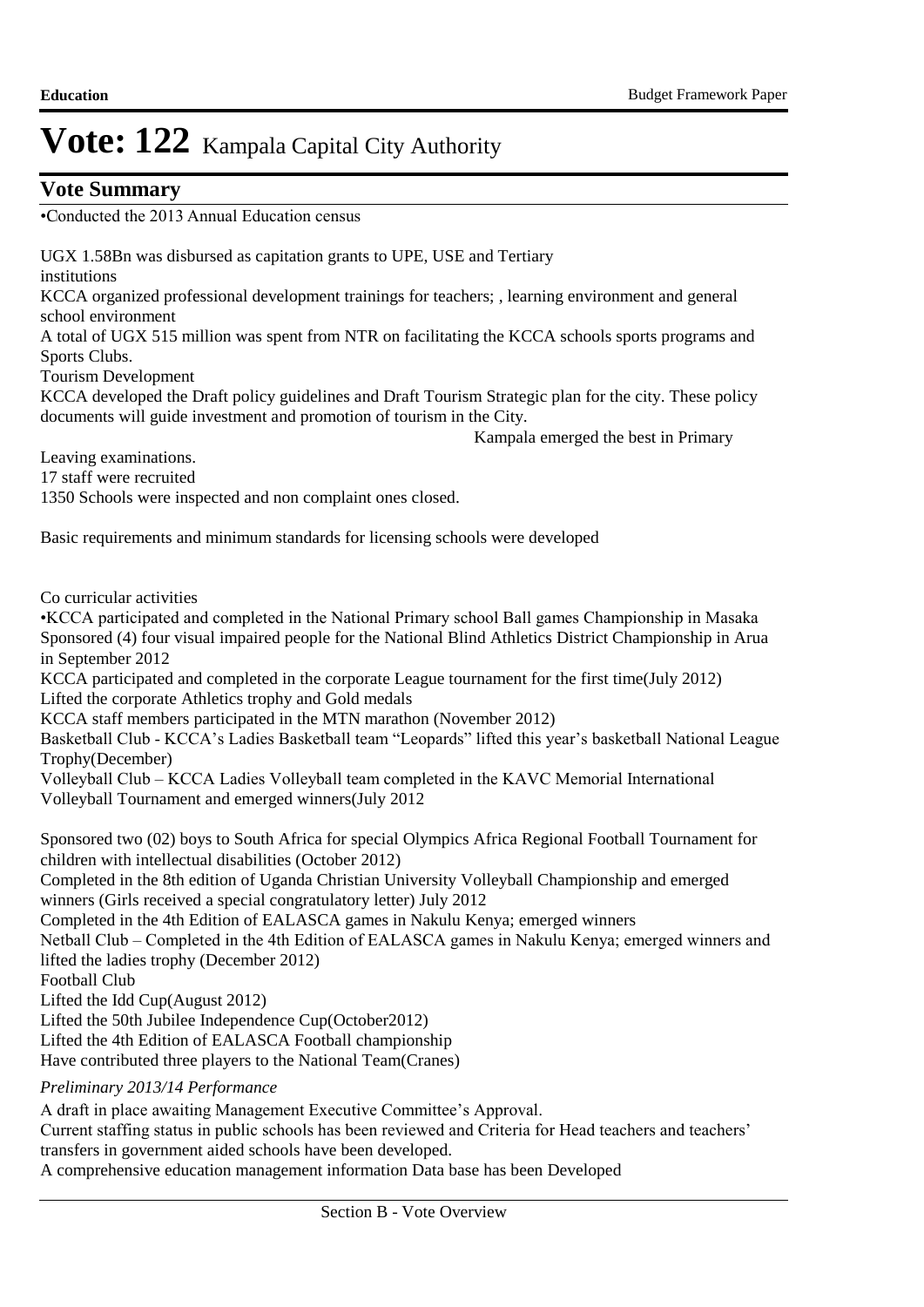# Vote: 122 Kampala Capital City Authority

## Vote Summary

•Conducted the 2013 Annual Education census

UGX 1.58Bn was disbursed as capitation grants to UPE, USE and Tertiary institutions

KCCA organized professional development trainings for teachers; , learning environment and general school environment

A total of UGX 515 million was spent from NTR on facilitating the KCCA schools sports programs and Sports Clubs.

Tourism Development

KCCA developed the Draft policy guidelines and Draft Tourism Strategic plan for the city. These policy documents will guide investment and promotion of tourism in the City.

Kampala emerged the best in Primary Leaving examinations.

17 staff were recruited

1350 Schools were inspected and non complaint ones closed.

Basic requirements and minimum standards for licensing schools were developed

Co curricular activities

•KCCA participated and completed in the National Primary school Ball games Championship in Masaka

Sponsored (4) four visual impaired people for the National Blind Athletics District Championship in Arua in September 2012

KCCA participated and completed in the corporate League tournament for the first time(July 2012)

Lifted the corporate Athletics trophy and Gold medals

KCCA staff members participated in the MTN marathon (November 2012)

Basketball Club - KCCA's Ladies Basketball team "Leopards" lifted this year's basketball National League Trophy(December)

Volleyball Club – KCCA Ladies Volleyball team completed in the KAVC Memorial International Volleyball Tournament and emerged winners(July 2012

Sponsored two (02) boys to South Africa for special Olympics Africa Regional Football Tournament for children with intellectual disabilities (October 2012)

Completed in the 8th edition of Uganda Christian University Volleyball Championship and emerged winners (Girls received a special congratulatory letter) July 2012

Completed in the 4th Edition of EALASCA games in Nakulu Kenya; emerged winners

Netball Club – Completed in the 4th Edition of EALASCA games in Nakulu Kenya; emerged winners and lifted the ladies trophy (December 2012)

Football Club

Lifted the Idd Cup(August 2012)

Lifted the 50th Jubilee Independence Cup(October2012)

Lifted the 4th Edition of EALASCA Football championship

Have contributed three players to the National Team(Cranes)

*Preliminary 2013/14 Performance*

A draft in place awaiting Management Executive Committee's Approval.

Current staffing status in public schools has been reviewed and Criteria for Head teachers and teachers' transfers in government aided schools have been developed.

A comprehensive education management information Data base has been Developed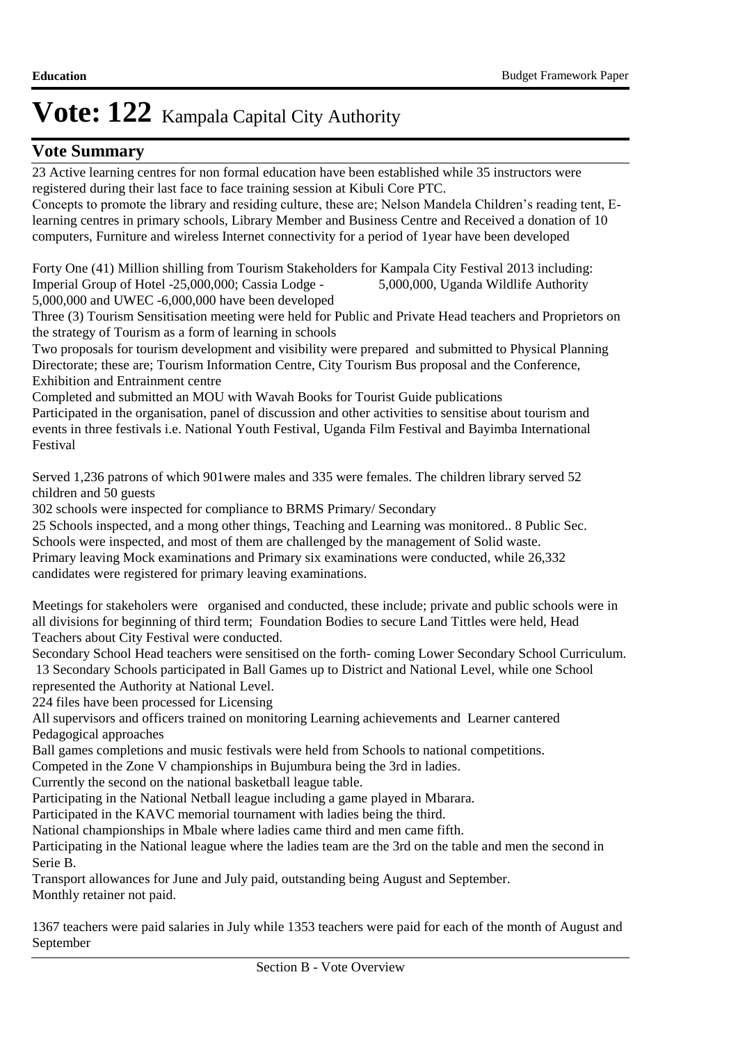# Vote: 122 Kampala Capital City Authority

## Vote Summary

23 Active learning centres for non formal education have been established while 35 instructors were registered during their last face to face training session at Kibuli Core PTC.
Concepts to promote the library and residing culture, these are; Nelson Mandela Children's reading tent, E-learning centres in primary schools, Library Member and Business Centre and Received a donation of 10 computers, Furniture and wireless Internet connectivity for a period of 1year have been developed

Forty One (41) Million shilling from Tourism Stakeholders for Kampala City Festival 2013 including: Imperial Group of Hotel -25,000,000; Cassia Lodge - 5,000,000, Uganda Wildlife Authority 5,000,000 and UWEC -6,000,000 have been developed
Three (3) Tourism Sensitisation meeting were held for Public and Private Head teachers and Proprietors on the strategy of Tourism as a form of learning in schools
Two proposals for tourism development and visibility were prepared and submitted to Physical Planning Directorate; these are; Tourism Information Centre, City Tourism Bus proposal and the Conference, Exhibition and Entrainment centre
Completed and submitted an MOU with Wavah Books for Tourist Guide publications
Participated in the organisation, panel of discussion and other activities to sensitise about tourism and events in three festivals i.e. National Youth Festival, Uganda Film Festival and Bayimba International Festival

Served 1,236 patrons of which 901were males and 335 were females. The children library served 52 children and 50 guests
302 schools were inspected for compliance to BRMS Primary/ Secondary
25 Schools inspected, and a mong other things, Teaching and Learning was monitored.. 8 Public Sec. Schools were inspected, and most of them are challenged by the management of Solid waste.
Primary leaving Mock examinations and Primary six examinations were conducted, while 26,332 candidates were registered for primary leaving examinations.

Meetings for stakeholers were organised and conducted, these include; private and public schools were in all divisions for beginning of third term; Foundation Bodies to secure Land Tittles were held, Head Teachers about City Festival were conducted.
Secondary School Head teachers were sensitised on the forth- coming Lower Secondary School Curriculum.
13 Secondary Schools participated in Ball Games up to District and National Level, while one School represented the Authority at National Level.
224 files have been processed for Licensing
All supervisors and officers trained on monitoring Learning achievements and Learner cantered Pedagogical approaches
Ball games completions and music festivals were held from Schools to national competitions.
Competed in the Zone V championships in Bujumbura being the 3rd in ladies.
Currently the second on the national basketball league table.
Participating in the National Netball league including a game played in Mbarara.
Participated in the KAVC memorial tournament with ladies being the third.
National championships in Mbale where ladies came third and men came fifth.
Participating in the National league where the ladies team are the 3rd on the table and men the second in Serie B.
Transport allowances for June and July paid, outstanding being August and September.
Monthly retainer not paid.

1367 teachers were paid salaries in July while 1353 teachers were paid for each of the month of August and September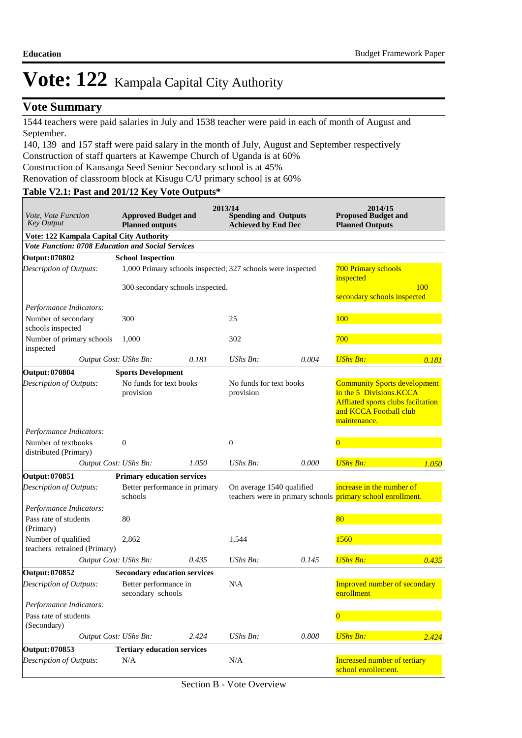# Vote: 122 Kampala Capital City Authority

## Vote Summary

1544 teachers were paid salaries in July and 1538 teacher were paid in each of month of August and September.
140, 139 and 157 staff were paid salary in the month of July, August and September respectively
Construction of staff quarters at Kawempe Church of Uganda is at 60%
Construction of Kansanga Seed Senior Secondary school is at 45%
Renovation of classroom block at Kisugu C/U primary school is at 60%

### Table V2.1: Past and 201/12 Key Vote Outputs*

| *Vote, Vote Function Key Output* | 2013/14 Approved Budget and Planned outputs | | 2013/14 Spending and Outputs Achieved by End Dec | | 2014/15 Proposed Budget and Planned Outputs | |
|---|---|---|---|---|---|---|
| **Vote: 122 Kampala Capital City Authority** | | | | | | |
| ***Vote Function: 0708 Education and Social Services*** | | | | | | |
| **Output: 070802** | **School Inspection** | | | | | |
| *Description of Outputs:* | 1,000 Primary schools inspected; 300 secondary schools inspected. | | 327 schools were inspected | | 700 Primary schools inspected 100 secondary schools inspected | |
| *Performance Indicators:* | | | | | | |
| Number of secondary schools inspected | 300 | | 25 | | 100 | |
| Number of primary schools inspected | 1,000 | | 302 | | 700 | |
| *Output Cost:* | *UShs Bn:* | *0.181* | *UShs Bn:* | *0.004* | *UShs Bn:* | *0.181* |
| **Output: 070804** | **Sports Development** | | | | | |
| *Description of Outputs:* | No funds for text books provision | | No funds for text books provision | | Community Sports development in the 5 Divisions.KCCA Affliated sports clubs faciltation and KCCA Football club maintenance. | |
| *Performance Indicators:* | | | | | | |
| Number of textbooks distributed (Primary) | 0 | | 0 | | 0 | |
| *Output Cost:* | *UShs Bn:* | *1.050* | *UShs Bn:* | *0.000* | *UShs Bn:* | *1.050* |
| **Output: 070851** | **Primary education services** | | | | | |
| *Description of Outputs:* | Better performance in primary schools | | On average 1540 qualified teachers were in primary schools | | increase in the number of primary school enrollment. | |
| *Performance Indicators:* | | | | | | |
| Pass rate of students (Primary) | 80 | | | | 80 | |
| Number of qualified teachers retrained (Primary) | 2,862 | | 1,544 | | 1560 | |
| *Output Cost:* | *UShs Bn:* | *0.435* | *UShs Bn:* | *0.145* | *UShs Bn:* | *0.435* |
| **Output: 070852** | **Secondary education services** | | | | | |
| *Description of Outputs:* | Better performance in secondary schools | | N\A | | Improved number of secondary enrollment | |
| *Performance Indicators:* | | | | | | |
| Pass rate of students (Secondary) | | | | | 0 | |
| *Output Cost:* | *UShs Bn:* | *2.424* | *UShs Bn:* | *0.808* | *UShs Bn:* | *2.424* |
| **Output: 070853** | **Tertiary education services** | | | | | |
| *Description of Outputs:* | N/A | | N/A | | Increased number of tertiary school enrollement. | |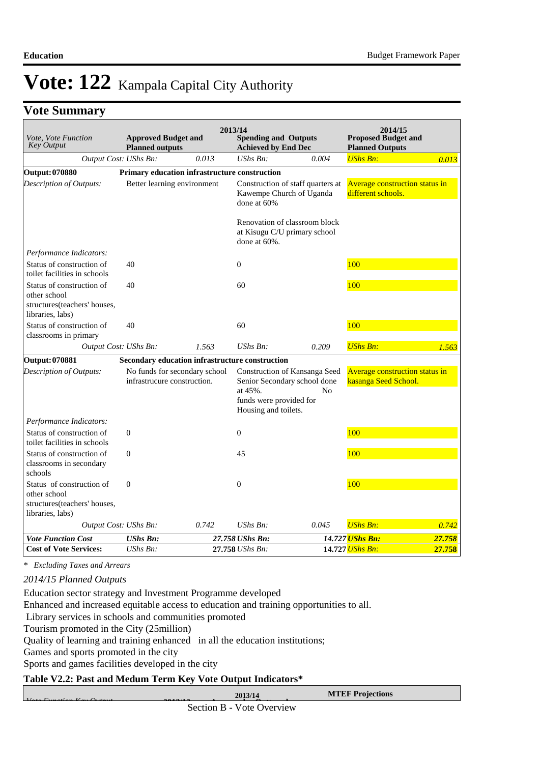# Vote: 122 Kampala Capital City Authority

## Vote Summary

| Vote, Vote Function Key Output | 2013/14 Approved Budget and Planned outputs | | 2013/14 Spending and Outputs Achieved by End Dec | | 2014/15 Proposed Budget and Planned Outputs | |
|---|---|---|---|---|---|---|
| *Output Cost: UShs Bn:* | | *0.013* | *UShs Bn:* | *0.004* | *UShs Bn:* | *0.013* |
| **Output: 070880** | **Primary education infrastructure construction** | | | | | |
| *Description of Outputs:* | Better learning environment | | Construction of staff quarters at Kawempe Church of Uganda done at 60%<br><br>Renovation of classroom block at Kisugu C/U primary school done at 60%. | | Average construction status in different schools. | |
| *Performance Indicators:* | | | | | | |
| Status of construction of toilet facilities in schools | 40 | | 0 | | 100 | |
| Status of construction of other school structures(teachers' houses, libraries, labs) | 40 | | 60 | | 100 | |
| Status of construction of classrooms in primary | 40 | | 60 | | 100 | |
| *Output Cost: UShs Bn:* | | *1.563* | *UShs Bn:* | *0.209* | *UShs Bn:* | *1.563* |
| **Output: 070881** | **Secondary education infrastructure construction** | | | | | |
| *Description of Outputs:* | No funds for secondary school infrastrucure construction. | | Construction of Kansanga Seed Senior Secondary school done at 45%. No funds were provided for Housing and toilets. | | Average construction status in kasanga Seed School. | |
| *Performance Indicators:* | | | | | | |
| Status of construction of toilet facilities in schools | 0 | | 0 | | 100 | |
| Status of construction of classrooms in secondary schools | 0 | | 45 | | 100 | |
| Status of construction of other school structures(teachers' houses, libraries, labs) | 0 | | 0 | | 100 | |
| *Output Cost: UShs Bn:* | | *0.742* | *UShs Bn:* | *0.045* | *UShs Bn:* | *0.742* |
| ***Vote Function Cost*** | ***UShs Bn:*** | ***27.758*** | ***UShs Bn:*** | ***14.727*** | ***UShs Bn:*** | ***27.758*** |
| **Cost of Vote Services:** | *UShs Bn:* | **27.758** | *UShs Bn:* | **14.727** | *UShs Bn:* | **27.758** |

*\* Excluding Taxes and Arrears*

*2014/15 Planned Outputs*

Education sector strategy and Investment Programme developed
Enhanced and increased equitable access to education and training opportunities to all.
Library services in schools and communities promoted
Tourism promoted in the City (25million)
Quality of learning and training enhanced in all the education institutions;
Games and sports promoted in the city
Sports and games facilities developed in the city

**Table V2.2: Past and Medum Term Key Vote Output Indicators\***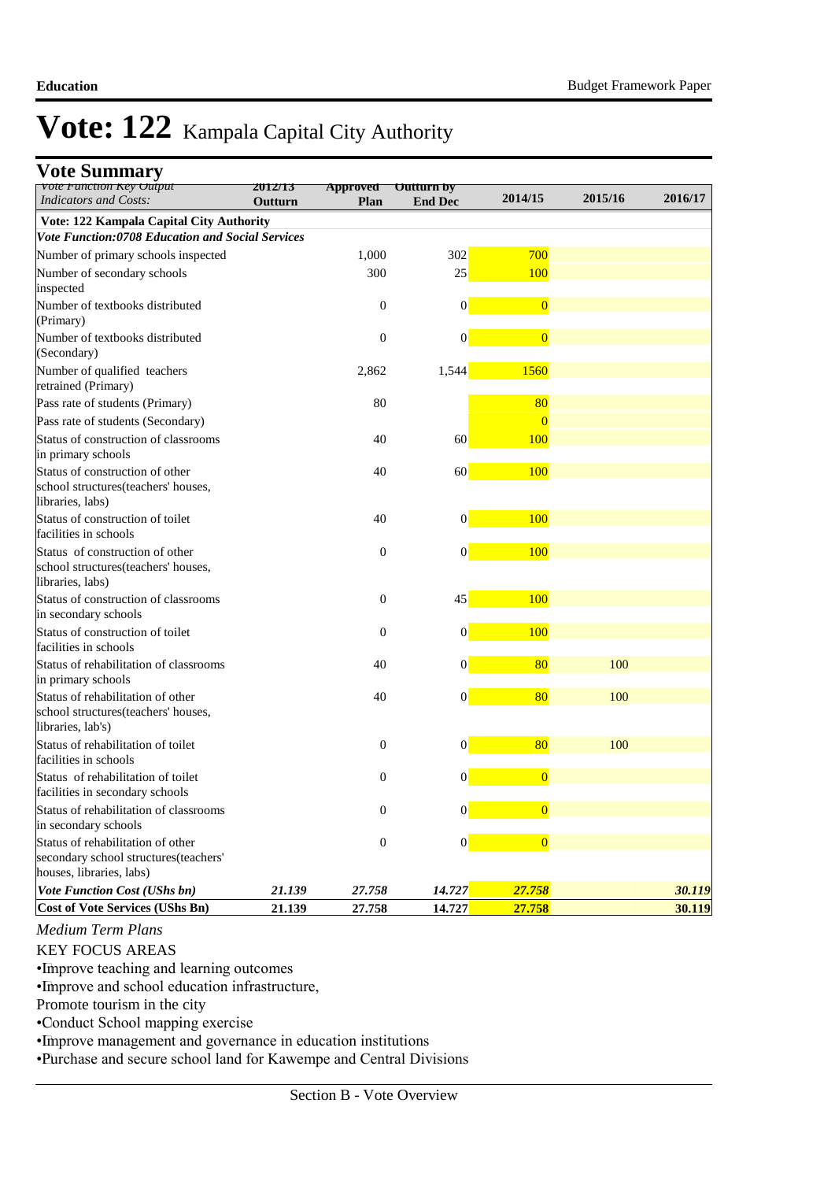# Vote: 122 Kampala Capital City Authority

## Vote Summary

| *Vote Function Key Output Indicators and Costs:* | 2012/13 Outturn | Approved Plan | Outturn by End Dec | 2014/15 | 2015/16 | 2016/17 |
|---|---|---|---|---|---|---|
| **Vote: 122 Kampala Capital City Authority** | | | | | | |
| ***Vote Function:0708 Education and Social Services*** | | | | | | |
| Number of primary schools inspected | | 1,000 | 302 | 700 | | |
| Number of secondary schools inspected | | 300 | 25 | 100 | | |
| Number of textbooks distributed (Primary) | | 0 | 0 | 0 | | |
| Number of textbooks distributed (Secondary) | | 0 | 0 | 0 | | |
| Number of qualified teachers retrained (Primary) | | 2,862 | 1,544 | 1560 | | |
| Pass rate of students (Primary) | | 80 | | 80 | | |
| Pass rate of students (Secondary) | | | | 0 | | |
| Status of construction of classrooms in primary schools | | 40 | 60 | 100 | | |
| Status of construction of other school structures(teachers' houses, libraries, labs) | | 40 | 60 | 100 | | |
| Status of construction of toilet facilities in schools | | 40 | 0 | 100 | | |
| Status of construction of other school structures(teachers' houses, libraries, labs) | | 0 | 0 | 100 | | |
| Status of construction of classrooms in secondary schools | | 0 | 45 | 100 | | |
| Status of construction of toilet facilities in schools | | 0 | 0 | 100 | | |
| Status of rehabilitation of classrooms in primary schools | | 40 | 0 | 80 | 100 | |
| Status of rehabilitation of other school structures(teachers' houses, libraries, lab's) | | 40 | 0 | 80 | 100 | |
| Status of rehabilitation of toilet facilities in schools | | 0 | 0 | 80 | 100 | |
| Status of rehabilitation of toilet facilities in secondary schools | | 0 | 0 | 0 | | |
| Status of rehabilitation of classrooms in secondary schools | | 0 | 0 | 0 | | |
| Status of rehabilitation of other secondary school structures(teachers' houses, libraries, labs) | | 0 | 0 | 0 | | |
| ***Vote Function Cost (UShs bn)*** | ***21.139*** | ***27.758*** | ***14.727*** | ***27.758*** | | ***30.119*** |
| **Cost of Vote Services (UShs Bn)** | **21.139** | **27.758** | **14.727** | **27.758** | | **30.119** |

*Medium Term Plans*

KEY FOCUS AREAS

•Improve teaching and learning outcomes

•Improve and school education infrastructure,

Promote tourism in the city

•Conduct School mapping exercise

•Improve management and governance in education institutions

•Purchase and secure school land for Kawempe and Central Divisions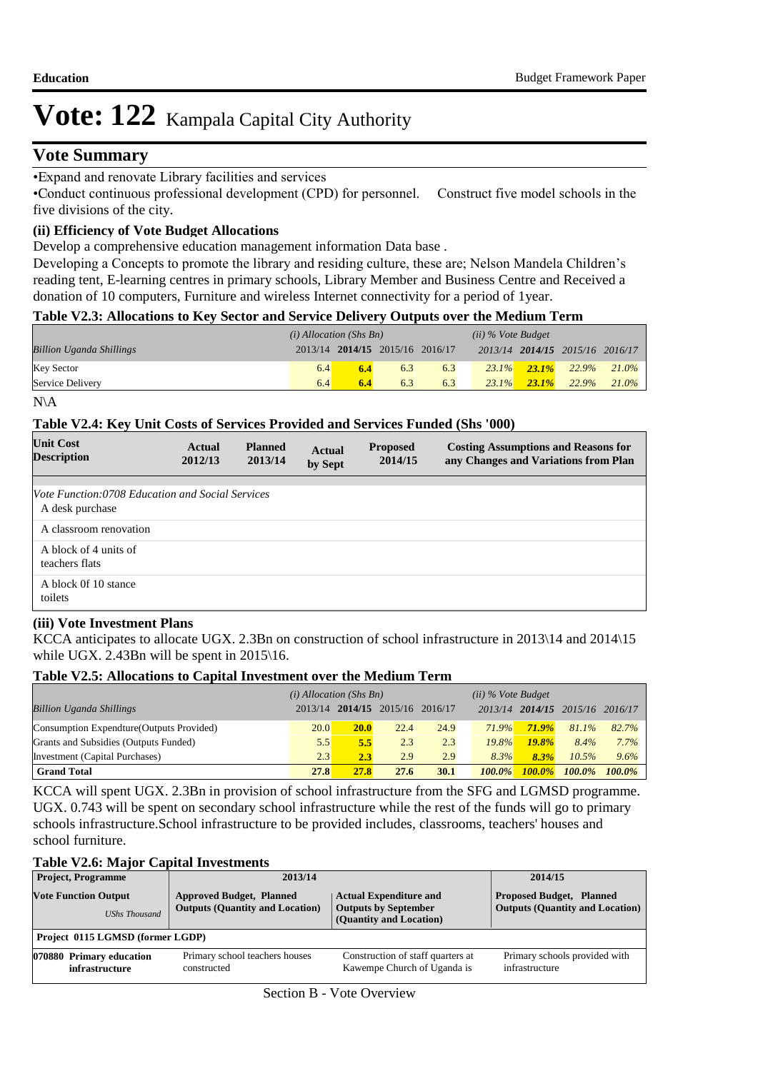# Vote: 122 Kampala Capital City Authority

## Vote Summary

•Expand and renovate Library facilities and services

•Conduct continuous professional development (CPD) for personnel. Construct five model schools in the five divisions of the city.

### (ii) Efficiency of Vote Budget Allocations

Develop a comprehensive education management information Data base .

Developing a Concepts to promote the library and residing culture, these are; Nelson Mandela Children's reading tent, E-learning centres in primary schools, Library Member and Business Centre and Received a donation of 10 computers, Furniture and wireless Internet connectivity for a period of 1year.

**Table V2.3: Allocations to Key Sector and Service Delivery Outputs over the Medium Term**

| *Billion Uganda Shillings* | *(i) Allocation (Shs Bn)* 2013/14 | **2014/15** | 2015/16 | 2016/17 | *(ii) % Vote Budget* 2013/14 | **2014/15** | 2015/16 | 2016/17 |
|---|---|---|---|---|---|---|---|---|
| Key Sector | 6.4 | **6.4** | 6.3 | 6.3 | *23.1%* | ***23.1%*** | *22.9%* | *21.0%* |
| Service Delivery | 6.4 | **6.4** | 6.3 | 6.3 | *23.1%* | ***23.1%*** | *22.9%* | *21.0%* |

N\A

**Table V2.4: Key Unit Costs of Services Provided and Services Funded (Shs '000)**

| Unit Cost Description | Actual 2012/13 | Planned 2013/14 | Actual by Sept | Proposed 2014/15 | Costing Assumptions and Reasons for any Changes and Variations from Plan |
|---|---|---|---|---|---|
| *Vote Function:0708 Education and Social Services* | | | | | |
| A desk purchase | | | | | |
| A classroom renovation | | | | | |
| A block of 4 units of teachers flats | | | | | |
| A block 0f 10 stance toilets | | | | | |

### (iii) Vote Investment Plans

KCCA anticipates to allocate UGX. 2.3Bn on construction of school infrastructure in 2013\14 and 2014\15 while UGX. 2.43Bn will be spent in 2015\16.

**Table V2.5: Allocations to Capital Investment over the Medium Term**

| *Billion Uganda Shillings* | *(i) Allocation (Shs Bn)* 2013/14 | **2014/15** | 2015/16 | 2016/17 | *(ii) % Vote Budget* 2013/14 | **2014/15** | 2015/16 | 2016/17 |
|---|---|---|---|---|---|---|---|---|
| Consumption Expendture(Outputs Provided) | 20.0 | **20.0** | 22.4 | 24.9 | *71.9%* | ***71.9%*** | *81.1%* | *82.7%* |
| Grants and Subsidies (Outputs Funded) | 5.5 | **5.5** | 2.3 | 2.3 | *19.8%* | ***19.8%*** | *8.4%* | *7.7%* |
| Investment (Capital Purchases) | 2.3 | **2.3** | 2.9 | 2.9 | *8.3%* | ***8.3%*** | *10.5%* | *9.6%* |
| **Grand Total** | **27.8** | **27.8** | **27.6** | **30.1** | ***100.0%*** | ***100.0%*** | ***100.0%*** | ***100.0%*** |

KCCA will spent UGX. 2.3Bn in provision of school infrastructure from the SFG and LGMSD programme. UGX. 0.743 will be spent on secondary school infrastructure while the rest of the funds will go to primary schools infrastructure.School infrastructure to be provided includes, classrooms, teachers' houses and school furniture.

**Table V2.6: Major Capital Investments**

| **Project, Programme** | **2013/14** | | **2014/15** |
|---|---|---|---|
| **Vote Function Output** *UShs Thousand* | **Approved Budget, Planned Outputs (Quantity and Location)** | **Actual Expenditure and Outputs by September (Quantity and Location)** | **Proposed Budget, Planned Outputs (Quantity and Location)** |
| **Project 0115 LGMSD (former LGDP)** | | | |
| **070880 Primary education infrastructure** | Primary school teachers houses constructed | Construction of staff quarters at Kawempe Church of Uganda is | Primary schools provided with infrastructure |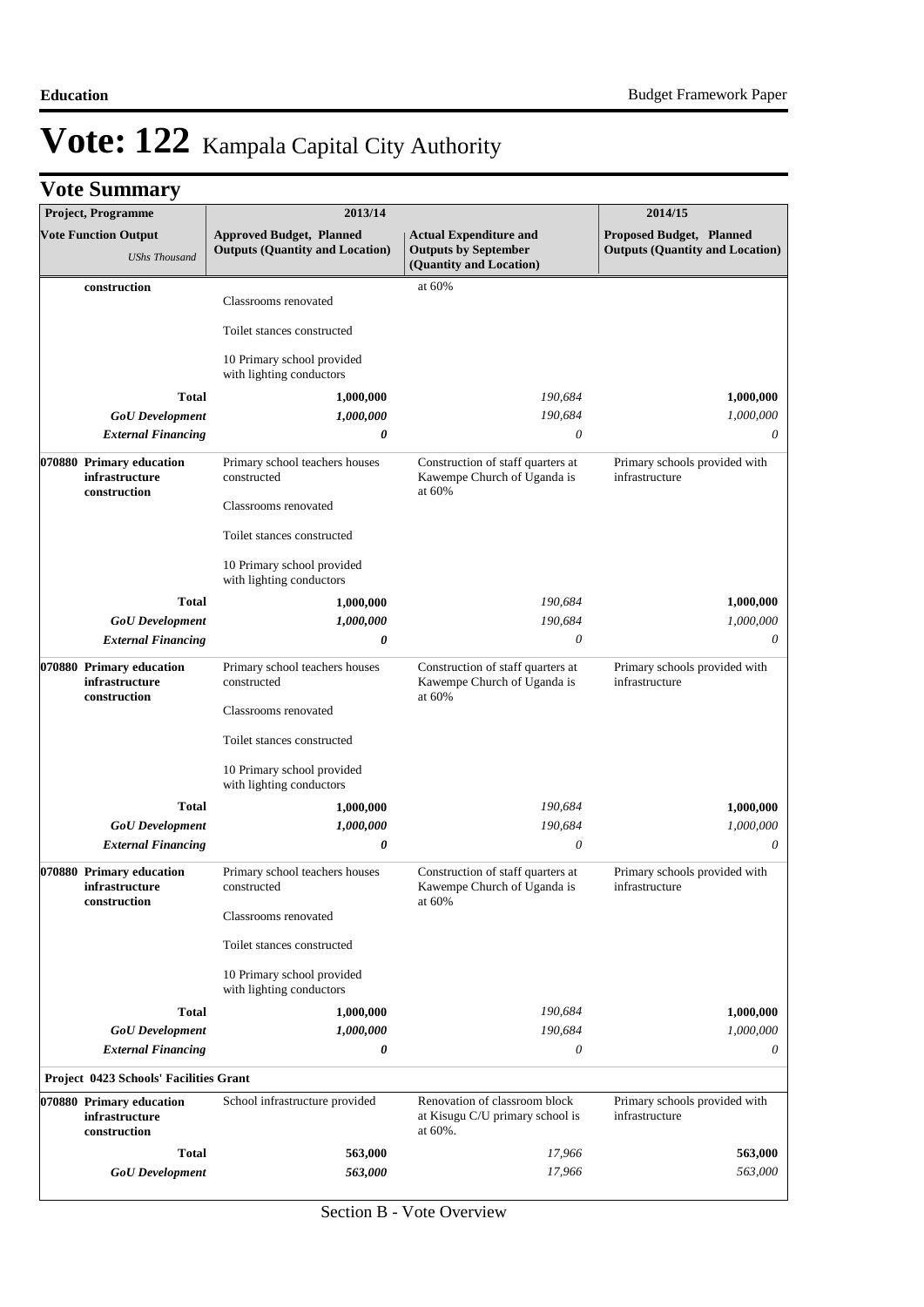# Vote: 122 Kampala Capital City Authority

## Vote Summary

| Project, Programme<br>Vote Function Output<br>*UShs Thousand* | 2013/14<br>Approved Budget, Planned Outputs (Quantity and Location) | <br>Actual Expenditure and Outputs by September (Quantity and Location) | 2014/15<br>Proposed Budget, Planned Outputs (Quantity and Location) |
|---|---|---|---|
| **construction** | Classrooms renovated<br><br>Toilet stances constructed<br><br>10 Primary school provided with lighting conductors | at 60% | |
| **Total** | **1,000,000** | *190,684* | **1,000,000** |
| ***GoU Development*** | ***1,000,000*** | *190,684* | *1,000,000* |
| ***External Financing*** | ***0*** | *0* | *0* |
| **070880 Primary education infrastructure construction** | Primary school teachers houses constructed<br><br>Classrooms renovated<br><br>Toilet stances constructed<br><br>10 Primary school provided with lighting conductors | Construction of staff quarters at Kawempe Church of Uganda is at 60% | Primary schools provided with infrastructure |
| **Total** | **1,000,000** | *190,684* | **1,000,000** |
| ***GoU Development*** | ***1,000,000*** | *190,684* | *1,000,000* |
| ***External Financing*** | ***0*** | *0* | *0* |
| **070880 Primary education infrastructure construction** | Primary school teachers houses constructed<br><br>Classrooms renovated<br><br>Toilet stances constructed<br><br>10 Primary school provided with lighting conductors | Construction of staff quarters at Kawempe Church of Uganda is at 60% | Primary schools provided with infrastructure |
| **Total** | **1,000,000** | *190,684* | **1,000,000** |
| ***GoU Development*** | ***1,000,000*** | *190,684* | *1,000,000* |
| ***External Financing*** | ***0*** | *0* | *0* |
| **070880 Primary education infrastructure construction** | Primary school teachers houses constructed<br><br>Classrooms renovated<br><br>Toilet stances constructed<br><br>10 Primary school provided with lighting conductors | Construction of staff quarters at Kawempe Church of Uganda is at 60% | Primary schools provided with infrastructure |
| **Total** | **1,000,000** | *190,684* | **1,000,000** |
| ***GoU Development*** | ***1,000,000*** | *190,684* | *1,000,000* |
| ***External Financing*** | ***0*** | *0* | *0* |
| **Project 0423 Schools' Facilities Grant** | | | |
| **070880 Primary education infrastructure construction** | School infrastructure provided | Renovation of classroom block at Kisugu C/U primary school is at 60%. | Primary schools provided with infrastructure |
| **Total** | **563,000** | *17,966* | **563,000** |
| ***GoU Development*** | ***563,000*** | *17,966* | *563,000* |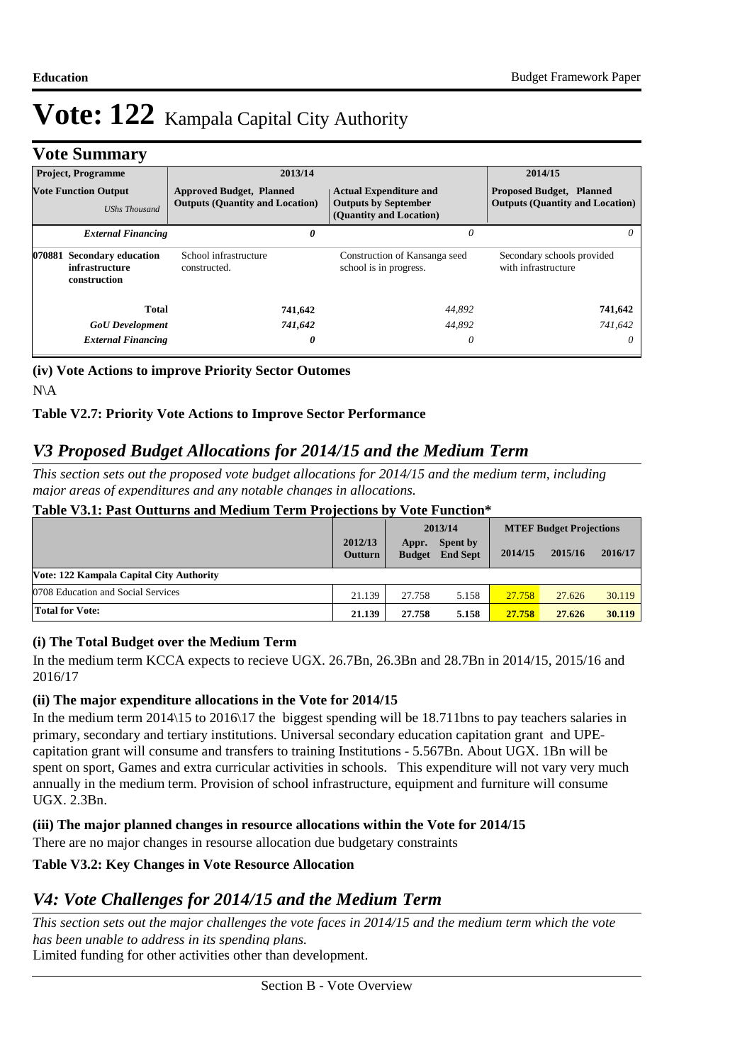# Vote: 122 Kampala Capital City Authority

## Vote Summary

| Project, Programme | 2013/14 | | 2014/15 |
|---|---|---|---|
| **Vote Function Output** *UShs Thousand* | **Approved Budget, Planned Outputs (Quantity and Location)** | **Actual Expenditure and Outputs by September (Quantity and Location)** | **Proposed Budget, Planned Outputs (Quantity and Location)** |
| ***External Financing*** | ***0*** | *0* | *0* |
| **070881 Secondary education infrastructure construction** | School infrastructure constructed. | Construction of Kansanga seed school is in progress. | Secondary schools provided with infrastructure |
| **Total** | **741,642** | *44,892* | **741,642** |
| ***GoU Development*** | ***741,642*** | *44,892* | *741,642* |
| ***External Financing*** | ***0*** | *0* | *0* |

**(iv) Vote Actions to improve Priority Sector Outomes**

N\A

**Table V2.7: Priority Vote Actions to Improve Sector Performance**

## *V3 Proposed Budget Allocations for 2014/15 and the Medium Term*

*This section sets out the proposed vote budget allocations for 2014/15 and the medium term, including major areas of expenditures and any notable changes in allocations.*

**Table V3.1: Past Outturns and Medium Term Projections by Vote Function\***

| | 2012/13 Outturn | 2013/14 Appr. Budget | 2013/14 Spent by End Sept | MTEF Budget Projections 2014/15 | 2015/16 | 2016/17 |
|---|---|---|---|---|---|---|
| **Vote: 122 Kampala Capital City Authority** | | | | | | |
| 0708 Education and Social Services | 21.139 | 27.758 | 5.158 | 27.758 | 27.626 | 30.119 |
| **Total for Vote:** | **21.139** | **27.758** | **5.158** | **27.758** | **27.626** | **30.119** |

**(i) The Total Budget over the Medium Term**

In the medium term KCCA expects to recieve UGX. 26.7Bn, 26.3Bn and 28.7Bn in 2014/15, 2015/16 and 2016/17

**(ii) The major expenditure allocations in the Vote for 2014/15**

In the medium term 2014\15 to 2016\17 the biggest spending will be 18.711bns to pay teachers salaries in primary, secondary and tertiary institutions. Universal secondary education capitation grant and UPE-capitation grant will consume and transfers to training Institutions - 5.567Bn. About UGX. 1Bn will be spent on sport, Games and extra curricular activities in schools. This expenditure will not vary very much annually in the medium term. Provision of school infrastructure, equipment and furniture will consume UGX. 2.3Bn.

**(iii) The major planned changes in resource allocations within the Vote for 2014/15**

There are no major changes in resourse allocation due budgetary constraints

**Table V3.2: Key Changes in Vote Resource Allocation**

## *V4: Vote Challenges for 2014/15 and the Medium Term*

*This section sets out the major challenges the vote faces in 2014/15 and the medium term which the vote has been unable to address in its spending plans.*

Limited funding for other activities other than development.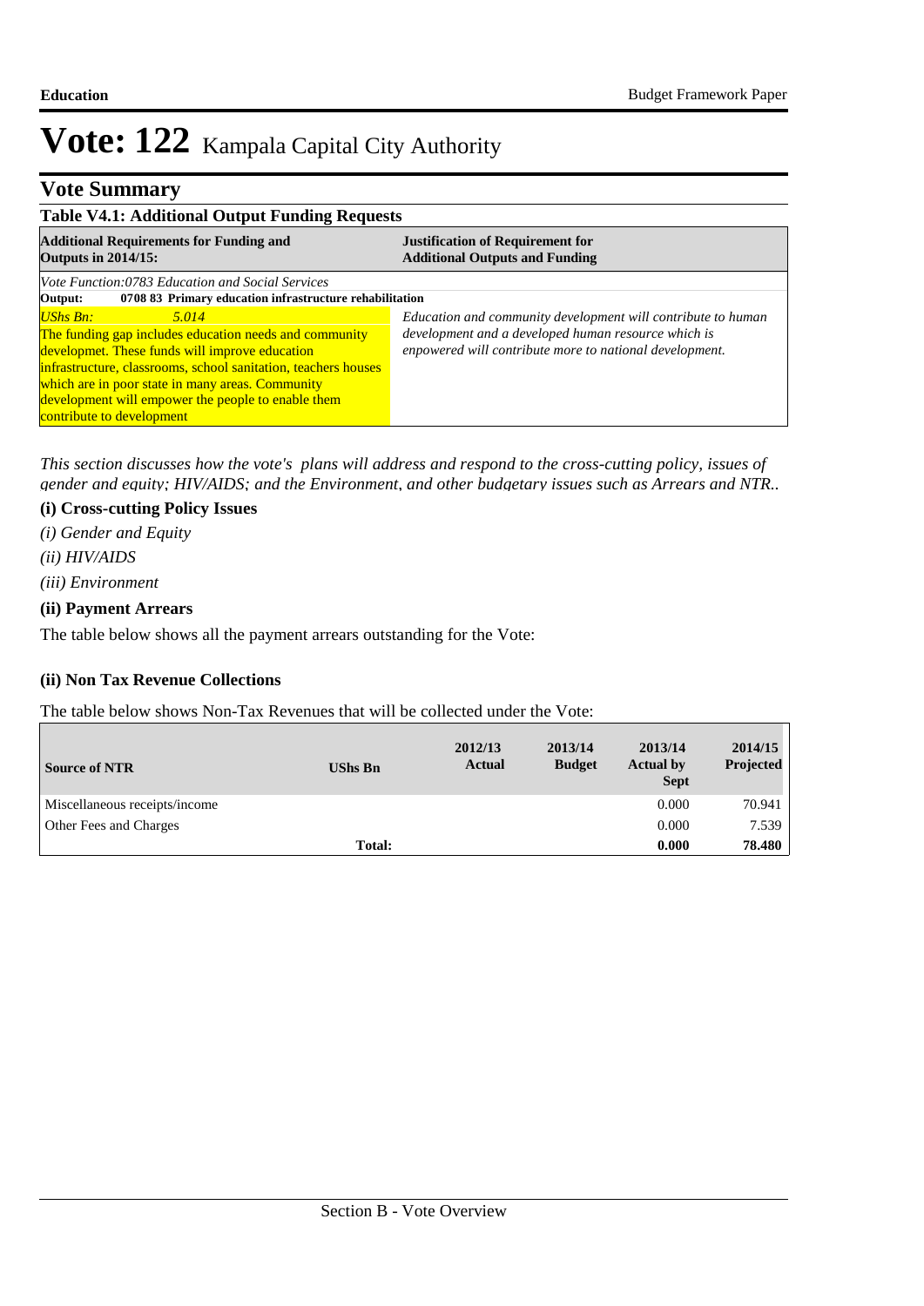# Vote: 122 Kampala Capital City Authority

## Vote Summary

### Table V4.1: Additional Output Funding Requests

| Additional Requirements for Funding and Outputs in 2014/15: | Justification of Requirement for Additional Outputs and Funding |
|---|---|
| *Vote Function:0783 Education and Social Services* | |
| **Output: 0708 83 Primary education infrastructure rehabilitation** | |
| *UShs Bn: 5.014*<br>The funding gap includes education needs and community developmet. These funds will improve education infrastructure, classrooms, school sanitation, teachers houses which are in poor state in many areas. Community development will empower the people to enable them contribute to development | *Education and community development will contribute to human development and a developed human resource which is enpowered will contribute more to national development.* |

*This section discusses how the vote's plans will address and respond to the cross-cutting policy, issues of gender and equity; HIV/AIDS; and the Environment, and other budgetary issues such as Arrears and NTR..*

### (i) Cross-cutting Policy Issues

*(i) Gender and Equity*

*(ii) HIV/AIDS*

*(iii) Environment*

### (ii) Payment Arrears

The table below shows all the payment arrears outstanding for the Vote:

### (ii) Non Tax Revenue Collections

The table below shows Non-Tax Revenues that will be collected under the Vote:

| Source of NTR | UShs Bn | 2012/13 Actual | 2013/14 Budget | 2013/14 Actual by Sept | 2014/15 Projected |
|---|---|---|---|---|---|
| Miscellaneous receipts/income | | | | 0.000 | 70.941 |
| Other Fees and Charges | | | | 0.000 | 7.539 |
| | **Total:** | | | **0.000** | **78.480** |